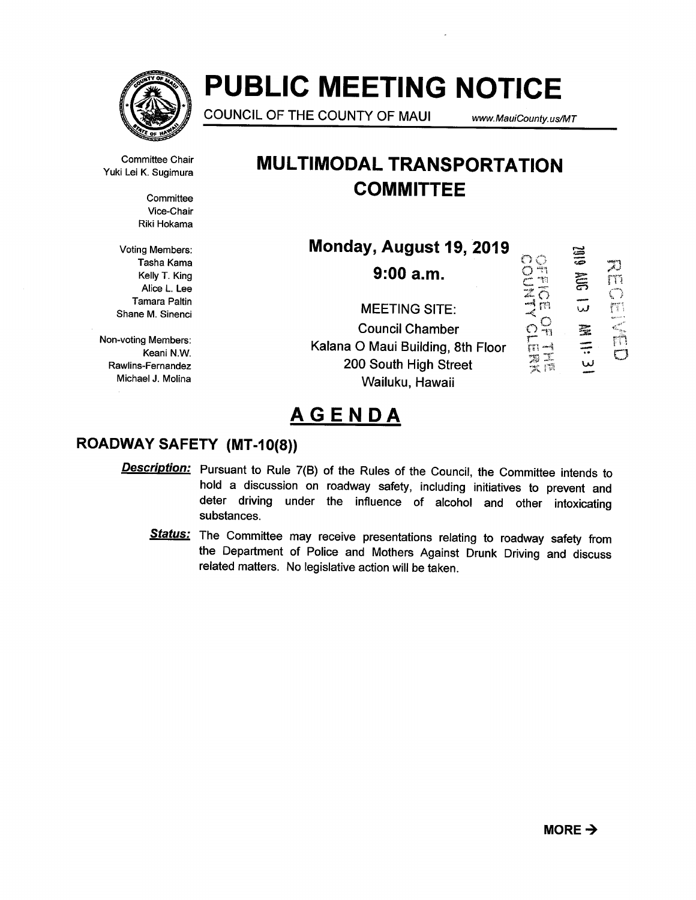# PUBLIC MEETING NOTICE

COUNCIL OF THE COUNTY OF MAUI www.MauiCounty.us/MT

Committee Chair
Yuki Lei K. Sugimura

Committee Vice-Chair
Riki Hokama

Voting Members:
Tasha Kama
Kelly T. King
Alice L. Lee
Tamara Paltin
Shane M. Sinenci

Non-voting Members:
Keani N.W. Rawlins-Fernandez
Michael J. Molina

## MULTIMODAL TRANSPORTATION COMMITTEE

**Monday, August 19, 2019**

**9:00 a.m.**

MEETING SITE:
Council Chamber
Kalana O Maui Building, 8th Floor
200 South High Street
Wailuku, Hawaii

OFFICE OF THE COUNTY CLERK
2019 AUG 13 AM 11: 31
RECEIVED

# AGENDA

## ROADWAY SAFETY (MT-10(8))

***Description:*** Pursuant to Rule 7(B) of the Rules of the Council, the Committee intends to hold a discussion on roadway safety, including initiatives to prevent and deter driving under the influence of alcohol and other intoxicating substances.

***Status:*** The Committee may receive presentations relating to roadway safety from the Department of Police and Mothers Against Drunk Driving and discuss related matters. No legislative action will be taken.

**MORE →**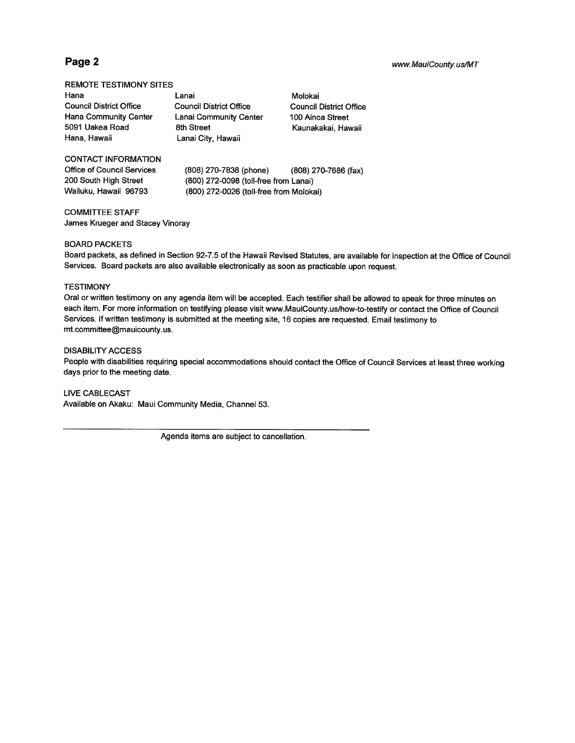REMOTE TESTIMONY SITES

| Hana | Lanai | Molokai |
|---|---|---|
| Council District Office | Council District Office | Council District Office |
| Hana Community Center | Lanai Community Center | 100 Ainoa Street |
| 5091 Uakea Road | 8th Street | Kaunakakai, Hawaii |
| Hana, Hawaii | Lanai City, Hawaii | |

CONTACT INFORMATION

| | | |
|---|---|---|
| Office of Council Services | (808) 270-7838 (phone) | (808) 270-7686 (fax) |
| 200 South High Street | (800) 272-0098 (toll-free from Lanai) | |
| Wailuku, Hawaii 96793 | (800) 272-0026 (toll-free from Molokai) | |

COMMITTEE STAFF

James Krueger and Stacey Vinoray

BOARD PACKETS

Board packets, as defined in Section 92-7.5 of the Hawaii Revised Statutes, are available for inspection at the Office of Council Services. Board packets are also available electronically as soon as practicable upon request.

TESTIMONY

Oral or written testimony on any agenda item will be accepted. Each testifier shall be allowed to speak for three minutes on each item. For more information on testifying please visit www.MauiCounty.us/how-to-testify or contact the Office of Council Services. If written testimony is submitted at the meeting site, 16 copies are requested. Email testimony to mt.committee@mauicounty.us.

DISABILITY ACCESS

People with disabilities requiring special accommodations should contact the Office of Council Services at least three working days prior to the meeting date.

LIVE CABLECAST

Available on Akaku: Maui Community Media, Channel 53.

---

Agenda items are subject to cancellation.